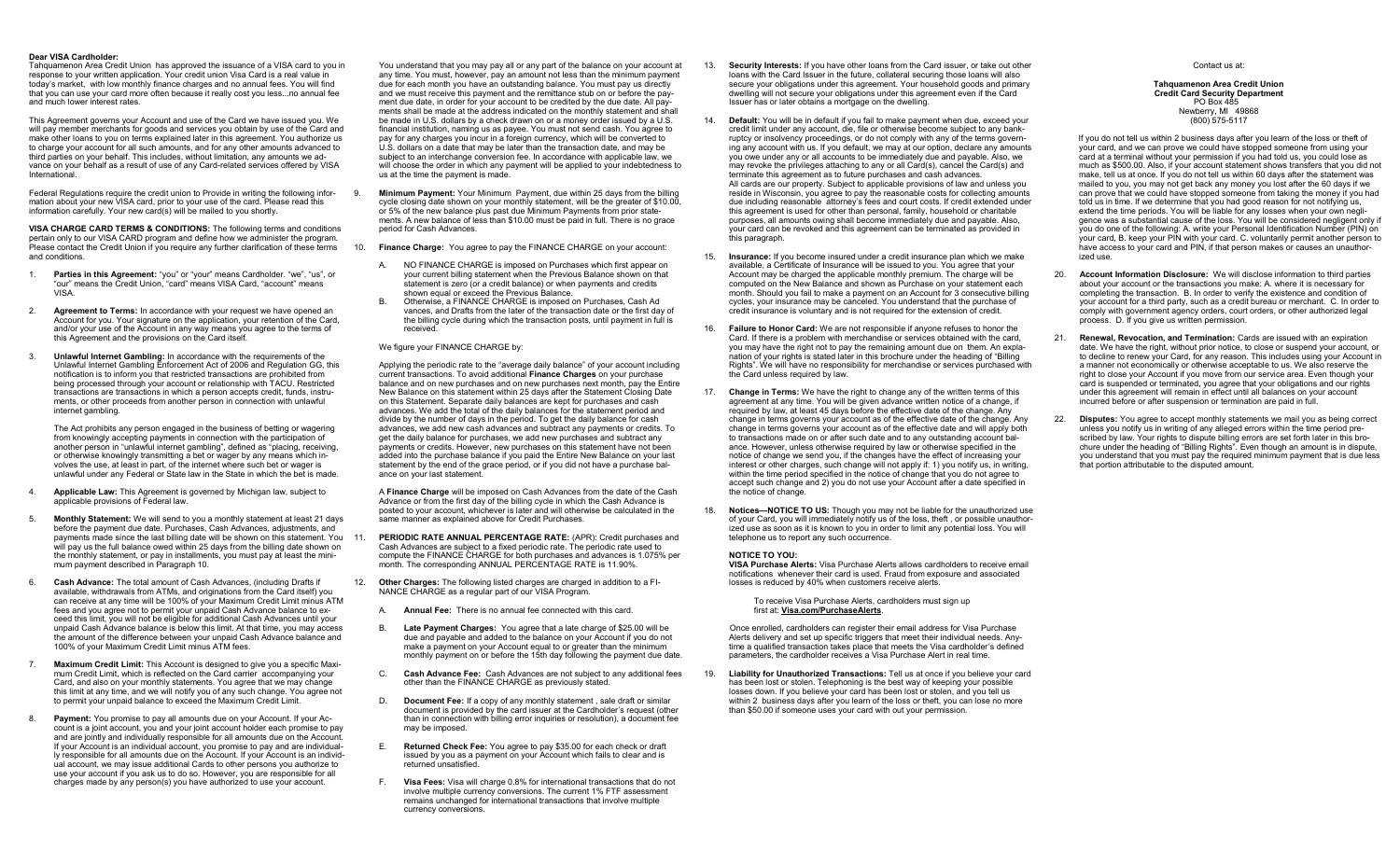**Dear VISA Cardholder:**

Tahquamenon Area Credit Union has approved the issuance of a VISA card to you in response to your written application. Your credit union Visa Card is a real value in today's market, with low monthly finance charges and no annual fees. You will find that you can use your card more often because it really cost you less...no annual fee and much lower interest rates.

This Agreement governs your Account and use of the Card we have issued you. We will pay member merchants for goods and services you obtain by use of the Card and make other loans to you on terms explained later in this agreement. You authorize us to charge your account for all such amounts, and for any other amounts advanced to third parties on your behalf. This includes, without limitation, any amounts we advance on your behalf as a result of use of any Card-related services offered by VISA International.

Federal Regulations require the credit union to Provide in writing the following information about your new VISA card, prior to your use of the card. Please read this information carefully. Your new card(s) will be mailed to you shortly.

**VISA CHARGE CARD TERMS & CONDITIONS:** The following terms and conditions pertain only to our VISA CARD program and define how we administer the program. Please contact the Credit Union if you require any further clarification of these terms and conditions.

1. **Parties in this Agreement:** "you" or "your" means Cardholder. "we", "us", or "our" means the Credit Union, "card" means VISA Card, "account" means VISA.

2. **Agreement to Terms:** In accordance with your request we have opened an Account for you. Your signature on the application, your retention of the Card, and/or your use of the Account in any way means you agree to the terms of this Agreement and the provisions on the Card itself.

3. **Unlawful Internet Gambling:** In accordance with the requirements of the Unlawful Internet Gambling Enforcement Act of 2006 and Regulation GG, this notification is to inform you that restricted transactions are prohibited from being processed through your account or relationship with TACU. Restricted transactions are transactions in which a person accepts credit, funds, instruments, or other proceeds from another person in connection with unlawful internet gambling.

   The Act prohibits any person engaged in the business of betting or wagering from knowingly accepting payments in connection with the participation of another person in "unlawful internet gambling", defined as "placing, receiving, or otherwise knowingly transmitting a bet or wager by any means which involves the use, at least in part, of the internet where such bet or wager is unlawful under any Federal or State law in the State in which the bet is made.

4. **Applicable Law:** This Agreement is governed by Michigan law, subject to applicable provisions of Federal law.

5. **Monthly Statement:** We will send to you a monthly statement at least 21 days before the payment due date. Purchases, Cash Advances, adjustments, and payments made since the last billing date will be shown on this statement. You will pay us the full balance owed within 25 days from the billing date shown on the monthly statement, or pay in installments, you must pay at least the minimum payment described in Paragraph 10.

6. **Cash Advance:** The total amount of Cash Advances, (including Drafts if available, withdrawals from ATMs, and originations from the Card itself) you can receive at any time will be 100% of your Maximum Credit Limit minus ATM fees and you agree not to permit your unpaid Cash Advance balance to exceed this limit, you will not be eligible for additional Cash Advances until your unpaid Cash Advance balance is below this limit. At that time, you may access the amount of the difference between your unpaid Cash Advance balance and 100% of your Maximum Credit Limit minus ATM fees.

7. **Maximum Credit Limit:** This Account is designed to give you a specific Maximum Credit Limit, which is reflected on the Card carrier accompanying your Card, and also on your monthly statements. You agree that we may change this limit at any time, and we will notify you of any such change. You agree not to permit your unpaid balance to exceed the Maximum Credit Limit.

8. **Payment:** You promise to pay all amounts due on your Account. If your Account is a joint account, you and your joint account holder each promise to pay and are jointly and individually responsible for all amounts due on the Account. If your Account is an individual account, you promise to pay and are individually responsible for all amounts due on the Account. If your Account is an individual account, we may issue additional Cards to other persons you authorize to use your account if you ask us to do so. However, you are responsible for all charges made by any person(s) you have authorized to use your account.

   You understand that you may pay all or any part of the balance on your account at any time. You must, however, pay an amount not less than the minimum payment due for each month you have an outstanding balance. You must pay us directly and we must receive this payment and the remittance stub on or before the payment due date, in order for your account to be credited by the due date. All payments shall be made at the address indicated on the monthly statement and shall be made in U.S. dollars by a check drawn on or a money order issued by a U.S. financial institution, naming us as payee. You must not send cash. You agree to pay for any charges you incur in a foreign currency, which will be converted to U.S. dollars on a date that may be later than the transaction date, and may be subject to an interchange conversion fee. In accordance with applicable law, we will choose the order in which any payment will be applied to your indebtedness to us at the time the payment is made.

9. **Minimum Payment:** Your Minimum Payment, due within 25 days from the billing cycle closing date shown on your monthly statement, will be the greater of $10.00, or 5% of the new balance plus past due Minimum Payments from prior statements. A new balance of less than $10.00 must be paid in full. There is no grace period for Cash Advances.

10. **Finance Charge:** You agree to pay the FINANCE CHARGE on your account:

    A. NO FINANCE CHARGE is imposed on Purchases which first appear on your current billing statement when the Previous Balance shown on that statement is zero (or a credit balance) or when payments and credits shown equal or exceed the Previous Balance.

    B. Otherwise, a FINANCE CHARGE is imposed on Purchases, Cash Advances, and Drafts from the later of the transaction date or the first day of the billing cycle during which the transaction posts, until payment in full is received.

   We figure your FINANCE CHARGE by:

   Applying the periodic rate to the "average daily balance" of your account including current transactions. To avoid additional **Finance Charges** on your purchase balance and on new purchases and on new purchases next month, pay the Entire New Balance on this statement within 25 days after the Statement Closing Date on this Statement. Separate daily balances are kept for purchases and cash advances. We add the total of the daily balances for the statement period and divide by the number of days in the period. To get the daily balance for cash advances, we add new cash advances and subtract any payments or credits. To get the daily balance for purchases, we add new purchases and subtract any payments or credits. However, new purchases on this statement have not been added into the purchase balance if you paid the Entire New Balance on your last statement by the end of the grace period, or if you did not have a purchase balance on your last statement.

   A **Finance Charge** will be imposed on Cash Advances from the date of the Cash Advance or from the first day of the billing cycle in which the Cash Advance is posted to your account, whichever is later and will otherwise be calculated in the same manner as explained above for Credit Purchases.

11. **PERIODIC RATE ANNUAL PERCENTAGE RATE:** (APR): Credit purchases and Cash Advances are subject to a fixed periodic rate. The periodic rate used to compute the FINANCE CHARGE for both purchases and advances is 1.075% per month. The corresponding ANNUAL PERCENTAGE RATE is 11.90%.

12. **Other Charges:** The following listed charges are charged in addition to a FINANCE CHARGE as a regular part of our VISA Program.

    A. **Annual Fee:** There is no annual fee connected with this card.

    B. **Late Payment Charges:** You agree that a late charge of $25.00 will be due and payable and added to the balance on your Account if you do not make a payment on your Account equal to or greater than the minimum monthly payment on or before the 15th day following the payment due date.

    C. **Cash Advance Fee:** Cash Advances are not subject to any additional fees other than the FINANCE CHARGE as previously stated.

    D. **Document Fee:** If a copy of any monthly statement , sale draft or similar document is provided by the card issuer at the Cardholder's request (other than in connection with billing error inquiries or resolution), a document fee may be imposed.

    E. **Returned Check Fee:** You agree to pay $35.00 for each check or draft issued by you as a payment on your Account which fails to clear and is returned unsatisfied.

    F. **Visa Fees:** Visa will charge 0.8% for international transactions that do not involve multiple currency conversions. The current 1% FTF assessment remains unchanged for international transactions that involve multiple currency conversions.

13. **Security Interests:** If you have other loans from the Card issuer, or take out other loans with the Card Issuer in the future, collateral securing those loans will also secure your obligations under this agreement. Your household goods and primary dwelling will not secure your obligations under this agreement even if the Card Issuer has or later obtains a mortgage on the dwelling.

14. **Default:** You will be in default if you fail to make payment when due, exceed your credit limit under any account, die, file or otherwise become subject to any bankruptcy or insolvency proceedings, or do not comply with any of the terms governing any account with us. If you default, we may at our option, declare any amounts you owe under any or all accounts to be immediately due and payable. Also, we may revoke the privileges attaching to any or all Card(s), cancel the Card(s) and terminate this agreement as to future purchases and cash advances.
    All cards are our property. Subject to applicable provisions of law and unless you reside in Wisconsin, you agree to pay the reasonable costs for collecting amounts due including reasonable attorney's fees and court costs. If credit extended under this agreement is used for other than personal, family, household or charitable purposes, all amounts owing shall become immediately due and payable. Also, your card can be revoked and this agreement can be terminated as provided in this paragraph.

15. **Insurance:** If you become insured under a credit insurance plan which we make available, a Certificate of Insurance will be issued to you. You agree that your Account may be charged the applicable monthly premium. The charge will be computed on the New Balance and shown as Purchase on your statement each month. Should you fail to make a payment on an Account for 3 consecutive billing cycles, your insurance may be canceled. You understand that the purchase of credit insurance is voluntary and is not required for the extension of credit.

16. **Failure to Honor Card:** We are not responsible if anyone refuses to honor the Card. If there is a problem with merchandise or services obtained with the card, you may have the right not to pay the remaining amount due on them. An explanation of your rights is stated later in this brochure under the heading of "Billing Rights". We will have no responsibility for merchandise or services purchased with the Card unless required by law.

17. **Change in Terms:** We have the right to change any of the written terms of this agreement at any time. You will be given advance written notice of a change, if required by law, at least 45 days before the effective date of the change. Any change in terms governs your account as of the effective date of the change. Any change in terms governs your account as of the effective date and will apply both to transactions made on or after such date and to any outstanding account balance. However, unless otherwise required by law or otherwise specified in the notice of change we send you, if the changes have the effect of increasing your interest or other charges, such change will not apply if: 1) you notify us, in writing, within the time period specified in the notice of change that you do not agree to accept such change and 2) you do not use your Account after a date specified in the notice of change.

18. **Notices—NOTICE TO US:** Though you may not be liable for the unauthorized use of your Card, you will immediately notify us of the loss, theft , or possible unauthorized use as soon as it is known to you in order to limit any potential loss. You will telephone us to report any such occurrence.

   **NOTICE TO YOU:**
   **VISA Purchase Alerts:** Visa Purchase Alerts allows cardholders to receive email notifications whenever their card is used. Fraud from exposure and associated losses is reduced by 40% when customers receive alerts.

   To receive Visa Purchase Alerts, cardholders must sign up first at: **Visa.com/PurchaseAlerts**.

   Once enrolled, cardholders can register their email address for Visa Purchase Alerts delivery and set up specific triggers that meet their individual needs. Anytime a qualified transaction takes place that meets the Visa cardholder's defined parameters, the cardholder receives a Visa Purchase Alert in real time.

19. **Liability for Unauthorized Transactions:** Tell us at once if you believe your card has been lost or stolen. Telephoning is the best way of keeping your possible losses down. If you believe your card has been lost or stolen, and you tell us within 2 business days after you learn of the loss or theft, you can lose no more than $50.00 if someone uses your card with out your permission.

   Contact us at:

   **Tahquamenon Area Credit Union**
   **Credit Card Security Department**
   PO Box 485
   Newberry, MI 49868
   (800) 575-5117

   If you do not tell us within 2 business days after you learn of the loss or theft of your card, and we can prove we could have stopped someone from using your card at a terminal without your permission if you had told us, you could lose as much as $500.00. Also, if your account statement shows transfers that you did not make, tell us at once. If you do not tell us within 60 days after the statement was mailed to you, you may not get back any money you lost after the 60 days if we can prove that we could have stopped someone from taking the money if you had told us in time. If we determine that you had good reason for not notifying us, extend the time periods. You will be liable for any losses when your own negligence was a substantial cause of the loss. You will be considered negligent only if you do one of the following: A. write your Personal Identification Number (PIN) on your card, B. keep your PIN with your card. C. voluntarily permit another person to have access to your card and PIN, if that person makes or causes an unauthorized use.

20. **Account Information Disclosure:** We will disclose information to third parties about your account or the transactions you make: A. where it is necessary for completing the transaction. B. In order to verify the existence and condition of your account for a third party, such as a credit bureau or merchant. C. In order to comply with government agency orders, court orders, or other authorized legal process. D. If you give us written permission.

21. **Renewal, Revocation, and Termination:** Cards are issued with an expiration date. We have the right, without prior notice, to close or suspend your account, or to decline to renew your Card, for any reason. This includes using your Account in a manner not economically or otherwise acceptable to us. We also reserve the right to close your Account if you move from our service area. Even though your card is suspended or terminated, you agree that your obligations and our rights under this agreement will remain in effect until all balances on your account incurred before or after suspension or termination are paid in full.

22. **Disputes:** You agree to accept monthly statements we mail you as being correct unless you notify us in writing of any alleged errors within the time period prescribed by law. Your rights to dispute billing errors are set forth later in this brochure under the heading of "Billing Rights". Even though an amount is in dispute, you understand that you must pay the required minimum payment that is due less that portion attributable to the disputed amount.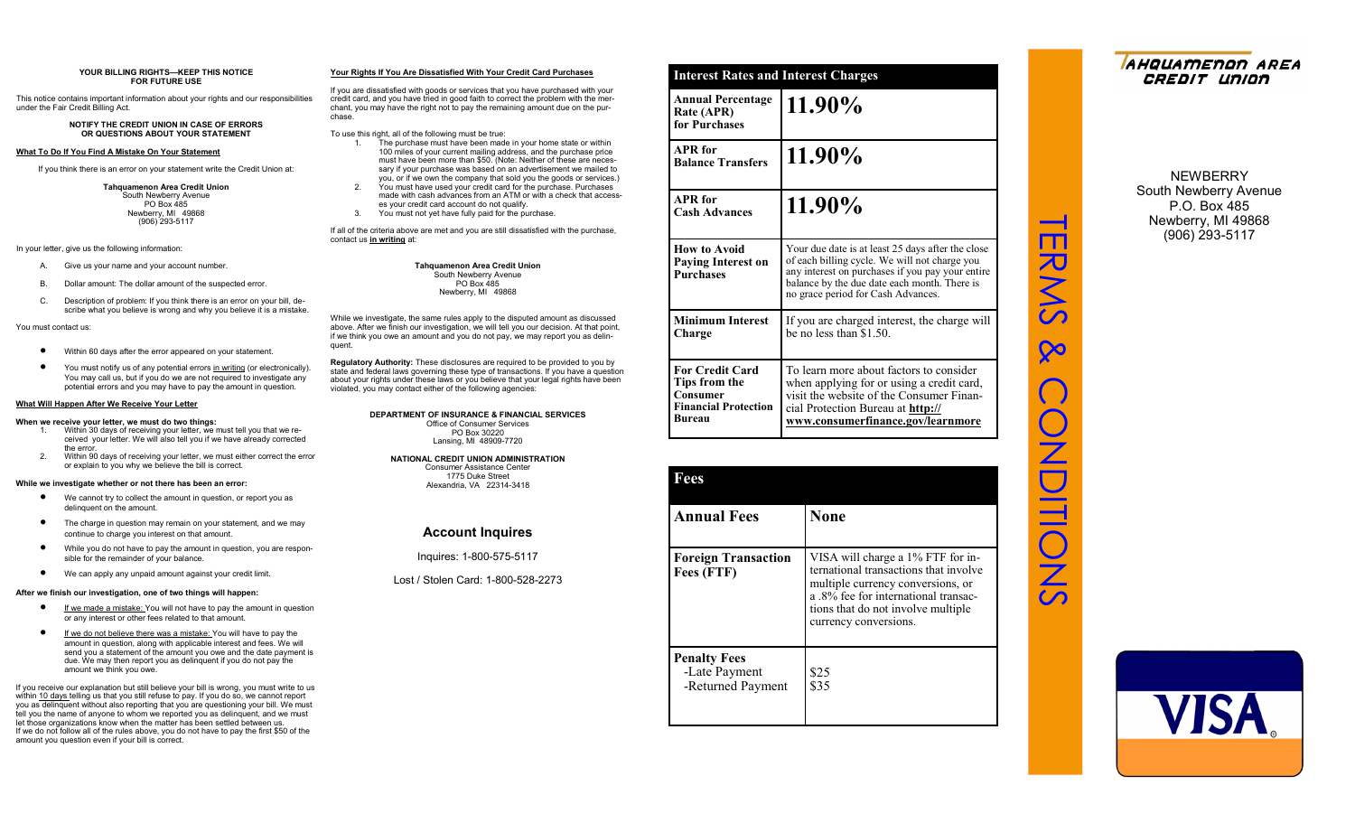#### YOUR BILLING RIGHTS—KEEP THIS NOTICE FOR FUTURE USE

This notice contains important information about your rights and our responsibilities under the Fair Credit Billing Act.

**NOTIFY THE CREDIT UNION IN CASE OF ERRORS OR QUESTIONS ABOUT YOUR STATEMENT**

**What To Do If You Find A Mistake On Your Statement**

If you think there is an error on your statement write the Credit Union at:

**Tahquamenon Area Credit Union**
South Newberry Avenue
PO Box 485
Newberry, MI 49868
(906) 293-5117

In your letter, give us the following information:

- A. Give us your name and your account number.
- B. Dollar amount: The dollar amount of the suspected error.
- C. Description of problem: If you think there is an error on your bill, describe what you believe is wrong and why you believe it is a mistake.

You must contact us:

- Within 60 days after the error appeared on your statement.
- You must notify us of any potential errors in writing (or electronically). You may call us, but if you do we are not required to investigate any potential errors and you may have to pay the amount in question.

**What Will Happen After We Receive Your Letter**

**When we receive your letter, we must do two things:**

1. Within 30 days of receiving your letter, we must tell you that we received your letter. We will also tell you if we have already corrected the error.
2. Within 90 days of receiving your letter, we must either correct the error or explain to you why we believe the bill is correct.

**While we investigate whether or not there has been an error:**

- We cannot try to collect the amount in question, or report you as delinquent on the amount.
- The charge in question may remain on your statement, and we may continue to charge you interest on that amount.
- While you do not have to pay the amount in question, you are responsible for the remainder of your balance.
- We can apply any unpaid amount against your credit limit.

**After we finish our investigation, one of two things will happen:**

- If we made a mistake: You will not have to pay the amount in question or any interest or other fees related to that amount.
- If we do not believe there was a mistake: You will have to pay the amount in question, along with applicable interest and fees. We will send you a statement of the amount you owe and the date payment is due. We may then report you as delinquent if you do not pay the amount we think you owe.

If you receive our explanation but still believe your bill is wrong, you must write to us within 10 days telling us that you still refuse to pay. If you do so, we cannot report you as delinquent without also reporting that you are questioning your bill. We must tell you the name of anyone to whom we reported you as delinquent, and we must let those organizations know when the matter has been settled between us. If we do not follow all of the rules above, you do not have to pay the first $50 of the amount you question even if your bill is correct.

**Your Rights If You Are Dissatisfied With Your Credit Card Purchases**

If you are dissatisfied with goods or services that you have purchased with your credit card, and you have tried in good faith to correct the problem with the merchant, you may have the right not to pay the remaining amount due on the purchase.

To use this right, all of the following must be true:

1. The purchase must have been made in your home state or within 100 miles of your current mailing address, and the purchase price must have been more than $50. (Note: Neither of these are necessary if your purchase was based on an advertisement we mailed to you, or if we own the company that sold you the goods or services.)
2. You must have used your credit card for the purchase. Purchases made with cash advances from an ATM or with a check that accesses your credit card account do not qualify.
3. You must not yet have fully paid for the purchase.

If all of the criteria above are met and you are still dissatisfied with the purchase, contact us **in writing** at:

**Tahquamenon Area Credit Union**
South Newberry Avenue
PO Box 485
Newberry, MI 49868

While we investigate, the same rules apply to the disputed amount as discussed above. After we finish our investigation, we will tell you our decision. At that point, if we think you owe an amount and you do not pay, we may report you as delinquent.

**Regulatory Authority:** These disclosures are required to be provided to you by state and federal laws governing these type of transactions. If you have a question about your rights under these laws or you believe that your legal rights have been violated, you may contact either of the following agencies:

**DEPARTMENT OF INSURANCE & FINANCIAL SERVICES**
Office of Consumer Services
PO Box 30220
Lansing, MI 48909-7720

**NATIONAL CREDIT UNION ADMINISTRATION**
Consumer Assistance Center
1775 Duke Street
Alexandria, VA 22314-3418

### Account Inquires

Inquires: 1-800-575-5117

Lost / Stolen Card: 1-800-528-2273

| Interest Rates and Interest Charges | |
|---|---|
| **Annual Percentage Rate (APR) for Purchases** | **11.90%** |
| **APR for Balance Transfers** | **11.90%** |
| **APR for Cash Advances** | **11.90%** |
| **How to Avoid Paying Interest on Purchases** | Your due date is at least 25 days after the close of each billing cycle. We will not charge you any interest on purchases if you pay your entire balance by the due date each month. There is no grace period for Cash Advances. |
| **Minimum Interest Charge** | If you are charged interest, the charge will be no less than $1.50. |
| **For Credit Card Tips from the Consumer Financial Protection Bureau** | To learn more about factors to consider when applying for or using a credit card, visit the website of the Consumer Financial Protection Bureau at **http://www.consumerfinance.gov/learnmore** |

| Fees | |
|---|---|
| **Annual Fees** | **None** |
| **Foreign Transaction Fees (FTF)** | VISA will charge a 1% FTF for international transactions that involve multiple currency conversions, or a .8% fee for international transactions that do not involve multiple currency conversions. |
| **Penalty Fees**<br>-Late Payment<br>-Returned Payment | <br>$25<br>$35 |

TERMS & CONDITIONS

TAHQUAMENON AREA CREDIT UNION

NEWBERRY
South Newberry Avenue
P.O. Box 485
Newberry, MI 49868
(906) 293-5117

VISA